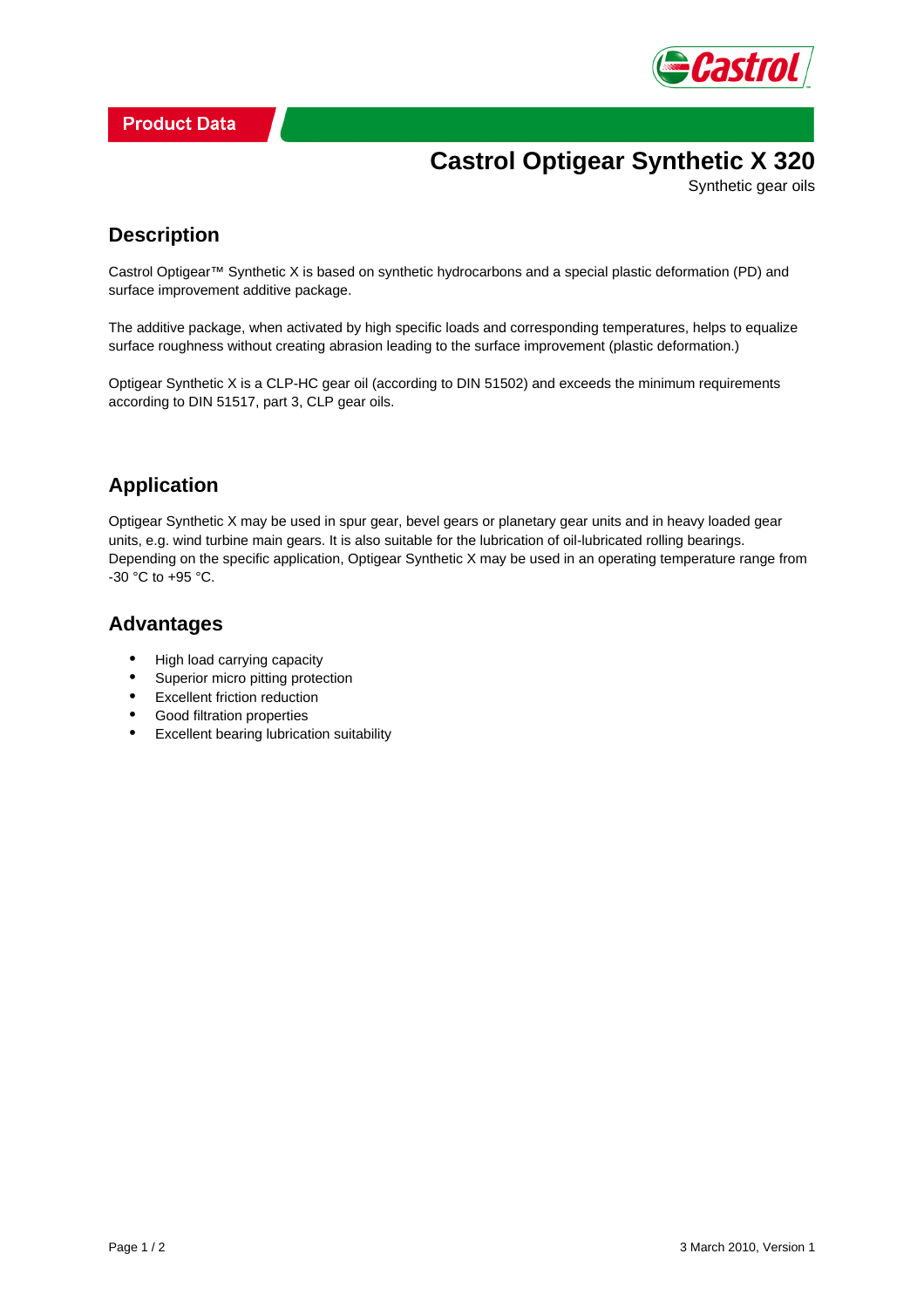Product Data

# Castrol Optigear Synthetic X 320

Synthetic gear oils

## Description

Castrol Optigear™ Synthetic X is based on synthetic hydrocarbons and a special plastic deformation (PD) and surface improvement additive package.

The additive package, when activated by high specific loads and corresponding temperatures, helps to equalize surface roughness without creating abrasion leading to the surface improvement (plastic deformation.)

Optigear Synthetic X is a CLP-HC gear oil (according to DIN 51502) and exceeds the minimum requirements according to DIN 51517, part 3, CLP gear oils.

## Application

Optigear Synthetic X may be used in spur gear, bevel gears or planetary gear units and in heavy loaded gear units, e.g. wind turbine main gears. It is also suitable for the lubrication of oil-lubricated rolling bearings. Depending on the specific application, Optigear Synthetic X may be used in an operating temperature range from -30 °C to +95 °C.

## Advantages

- High load carrying capacity
- Superior micro pitting protection
- Excellent friction reduction
- Good filtration properties
- Excellent bearing lubrication suitability

3 March 2010, Version 1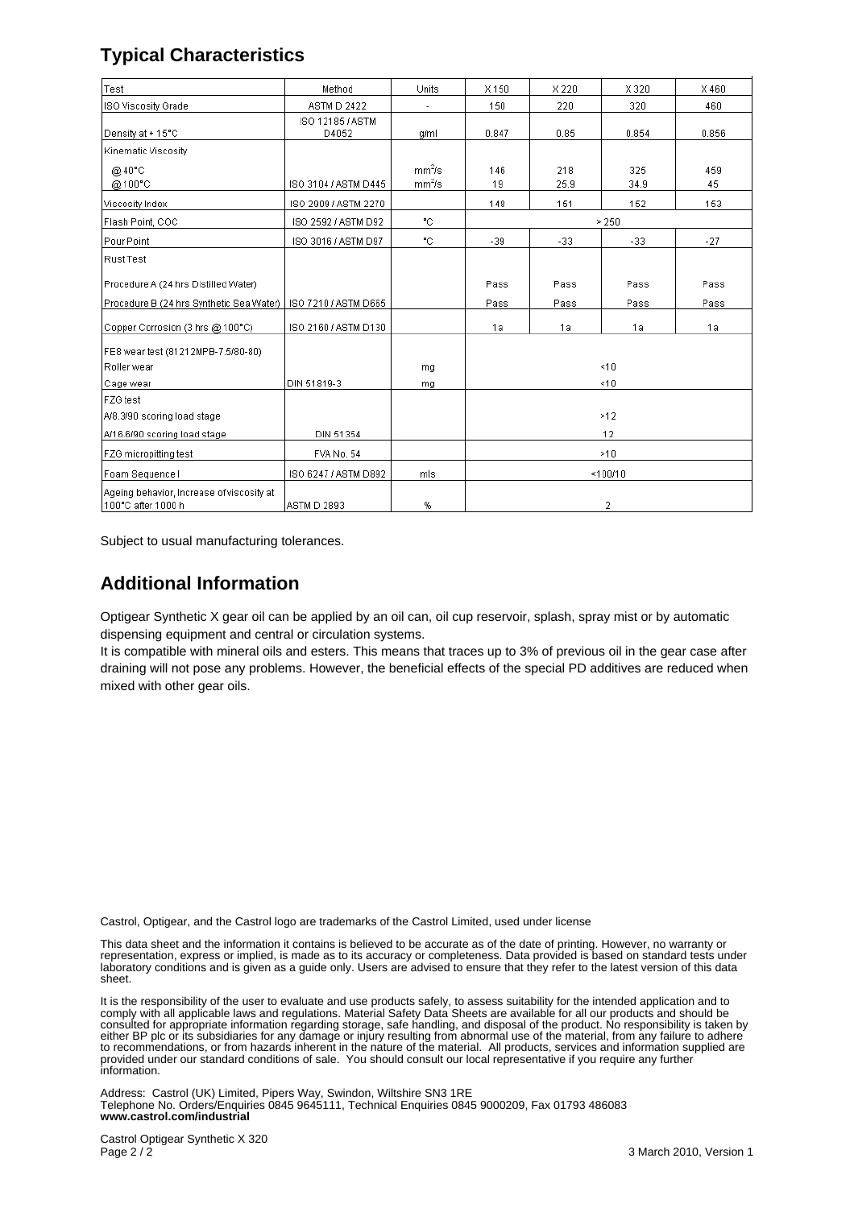## Typical Characteristics

| Test | Method | Units | X 150 | X 220 | X 320 | X 460 |
|---|---|---|---|---|---|---|
| ISO Viscosity Grade | ASTM D 2422 | - | 150 | 220 | 320 | 460 |
| Density at + 15°C | ISO 12185 / ASTM D4052 | g/ml | 0.847 | 0.85 | 0.854 | 0.856 |
| Kinematic Viscosity | | | | | | |
| @ 40°C | | $mm^2/s$ | 146 | 218 | 325 | 459 |
| @ 100°C | ISO 3104 / ASTM D445 | $mm^2/s$ | 19 | 25.9 | 34.9 | 45 |
| Viscosity Index | ISO 2909 / ASTM 2270 | | 148 | 151 | 152 | 153 |
| Flash Point, COC | ISO 2592 / ASTM D92 | °C | > 250 | | | |
| Pour Point | ISO 3016 / ASTM D97 | °C | -39 | -33 | -33 | -27 |
| Rust Test | | | | | | |
| Procedure A (24 hrs Distilled Water) | | | Pass | Pass | Pass | Pass |
| Procedure B (24 hrs Synthetic Sea Water) | ISO 7210 / ASTM D665 | | Pass | Pass | Pass | Pass |
| Copper Corrosion (3 hrs @ 100°C) | ISO 2160 / ASTM D130 | | 1a | 1a | 1a | 1a |
| FE8 wear test (81212MPB-7.5/80-80) | | | | | | |
| Roller wear | | mg | <10 | | | |
| Cage wear | DIN 51819-3 | mg | <10 | | | |
| FZG test | | | | | | |
| A/8.3/90 scoring load stage | | | >12 | | | |
| A/16.6/90 scoring load stage | DIN 51354 | | 12 | | | |
| FZG micropitting test | FVA No. 54 | | >10 | | | |
| Foam Sequence I | ISO 6247 / ASTM D892 | mls | <100/10 | | | |
| Ageing behavior, Increase of viscosity at 100°C after 1000 h | ASTM D 2893 | % | 2 | | | |

Subject to usual manufacturing tolerances.

## Additional Information

Optigear Synthetic X gear oil can be applied by an oil can, oil cup reservoir, splash, spray mist or by automatic dispensing equipment and central or circulation systems.
It is compatible with mineral oils and esters. This means that traces up to 3% of previous oil in the gear case after draining will not pose any problems. However, the beneficial effects of the special PD additives are reduced when mixed with other gear oils.

Castrol, Optigear, and the Castrol logo are trademarks of the Castrol Limited, used under license

This data sheet and the information it contains is believed to be accurate as of the date of printing. However, no warranty or representation, express or implied, is made as to its accuracy or completeness. Data provided is based on standard tests under laboratory conditions and is given as a guide only. Users are advised to ensure that they refer to the latest version of this data sheet.

It is the responsibility of the user to evaluate and use products safely, to assess suitability for the intended application and to comply with all applicable laws and regulations. Material Safety Data Sheets are available for all our products and should be consulted for appropriate information regarding storage, safe handling, and disposal of the product. No responsibility is taken by either BP plc or its subsidiaries for any damage or injury resulting from abnormal use of the material, from any failure to adhere to recommendations, or from hazards inherent in the nature of the material. All products, services and information supplied are provided under our standard conditions of sale. You should consult our local representative if you require any further information.

Address: Castrol (UK) Limited, Pipers Way, Swindon, Wiltshire SN3 1RE
Telephone No. Orders/Enquiries 0845 9645111, Technical Enquiries 0845 9000209, Fax 01793 486083
**www.castrol.com/industrial**

Castrol Optigear Synthetic X 320

3 March 2010, Version 1